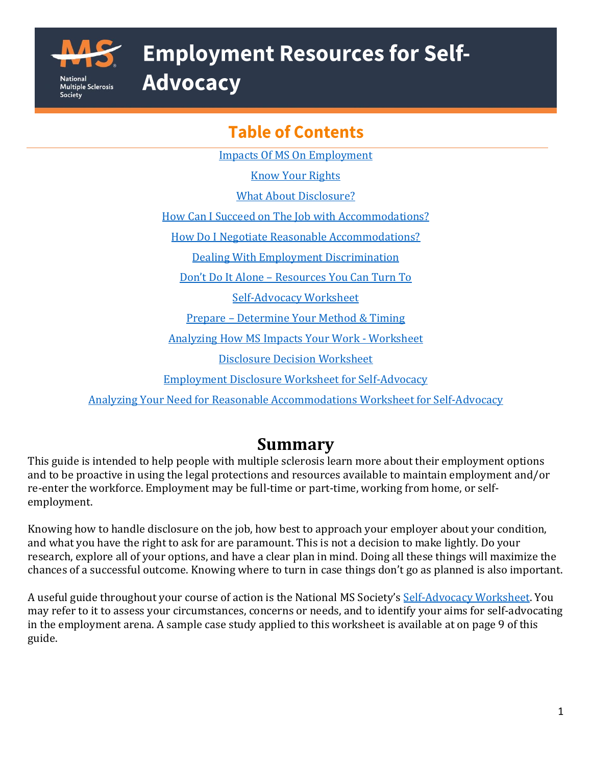# Employment Resources for Self-Advocacy

## Table of Contents

[Impacts Of MS On Employment](#)

[Know Your Rights](#)

[What About Disclosure?](#)

[How Can I Succeed on The Job with Accommodations?](#)

[How Do I Negotiate Reasonable Accommodations?](#)

[Dealing With Employment Discrimination](#)

[Don't Do It Alone – Resources You Can Turn To](#)

[Self-Advocacy Worksheet](#)

[Prepare – Determine Your Method & Timing](#)

[Analyzing How MS Impacts Your Work - Worksheet](#)

[Disclosure Decision Worksheet](#)

[Employment Disclosure Worksheet for Self-Advocacy](#)

[Analyzing Your Need for Reasonable Accommodations Worksheet for Self-Advocacy](#)

## Summary

This guide is intended to help people with multiple sclerosis learn more about their employment options and to be proactive in using the legal protections and resources available to maintain employment and/or re-enter the workforce. Employment may be full-time or part-time, working from home, or self-employment.

Knowing how to handle disclosure on the job, how best to approach your employer about your condition, and what you have the right to ask for are paramount. This is not a decision to make lightly. Do your research, explore all of your options, and have a clear plan in mind. Doing all these things will maximize the chances of a successful outcome. Knowing where to turn in case things don't go as planned is also important.

A useful guide throughout your course of action is the National MS Society's [Self-Advocacy Worksheet](#). You may refer to it to assess your circumstances, concerns or needs, and to identify your aims for self-advocating in the employment arena. A sample case study applied to this worksheet is available at on page 9 of this guide.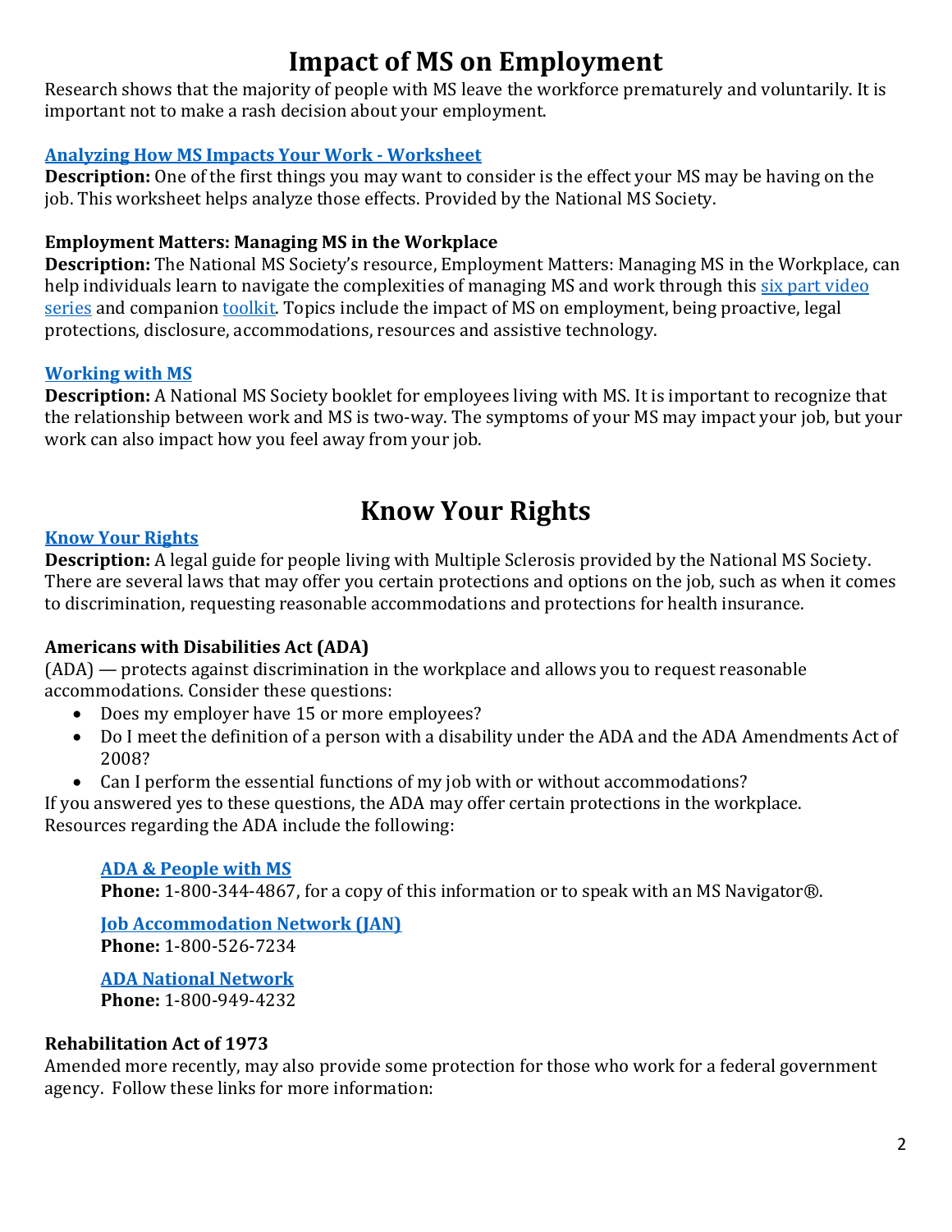# Impact of MS on Employment

Research shows that the majority of people with MS leave the workforce prematurely and voluntarily. It is important not to make a rash decision about your employment.

### Analyzing How MS Impacts Your Work - Worksheet

**Description:** One of the first things you may want to consider is the effect your MS may be having on the job. This worksheet helps analyze those effects. Provided by the National MS Society.

### Employment Matters: Managing MS in the Workplace

**Description:** The National MS Society's resource, Employment Matters: Managing MS in the Workplace, can help individuals learn to navigate the complexities of managing MS and work through this six part video series and companion toolkit. Topics include the impact of MS on employment, being proactive, legal protections, disclosure, accommodations, resources and assistive technology.

### Working with MS

**Description:** A National MS Society booklet for employees living with MS. It is important to recognize that the relationship between work and MS is two-way. The symptoms of your MS may impact your job, but your work can also impact how you feel away from your job.

# Know Your Rights

### Know Your Rights

**Description:** A legal guide for people living with Multiple Sclerosis provided by the National MS Society. There are several laws that may offer you certain protections and options on the job, such as when it comes to discrimination, requesting reasonable accommodations and protections for health insurance.

### Americans with Disabilities Act (ADA)

(ADA) — protects against discrimination in the workplace and allows you to request reasonable accommodations. Consider these questions:

- Does my employer have 15 or more employees?
- Do I meet the definition of a person with a disability under the ADA and the ADA Amendments Act of 2008?
- Can I perform the essential functions of my job with or without accommodations?

If you answered yes to these questions, the ADA may offer certain protections in the workplace. Resources regarding the ADA include the following:

> **ADA & People with MS**
> **Phone:** 1-800-344-4867, for a copy of this information or to speak with an MS Navigator®.
>
> **Job Accommodation Network (JAN)**
> **Phone:** 1-800-526-7234
>
> **ADA National Network**
> **Phone:** 1-800-949-4232

### Rehabilitation Act of 1973

Amended more recently, may also provide some protection for those who work for a federal government agency. Follow these links for more information: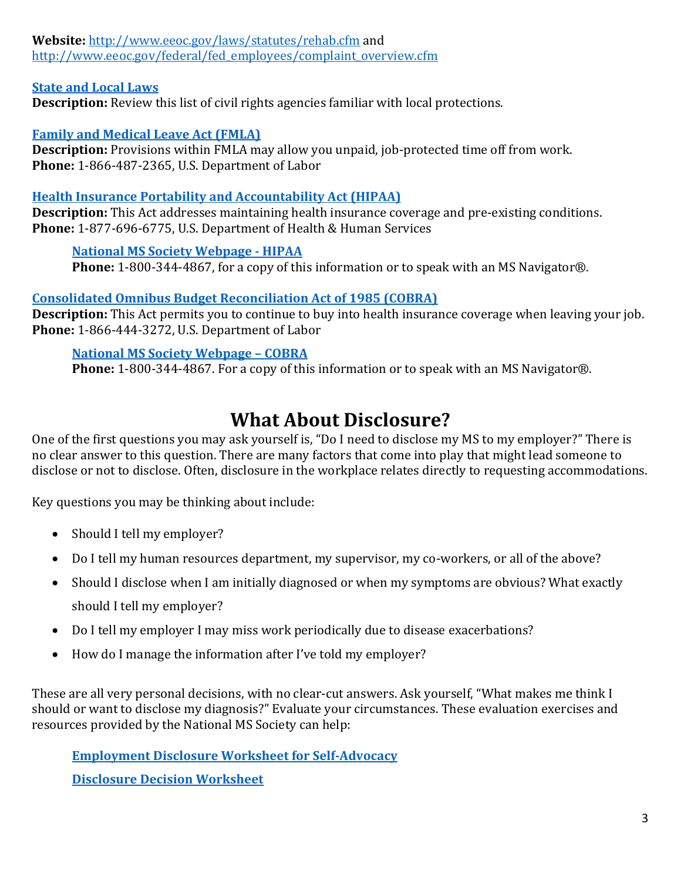**Website:** [http://www.eeoc.gov/laws/statutes/rehab.cfm](http://www.eeoc.gov/laws/statutes/rehab.cfm) and [http://www.eeoc.gov/federal/fed_employees/complaint_overview.cfm](http://www.eeoc.gov/federal/fed_employees/complaint_overview.cfm)

**State and Local Laws**
**Description:** Review this list of civil rights agencies familiar with local protections.

**Family and Medical Leave Act (FMLA)**
**Description:** Provisions within FMLA may allow you unpaid, job-protected time off from work.
**Phone:** 1-866-487-2365, U.S. Department of Labor

**Health Insurance Portability and Accountability Act (HIPAA)**
**Description:** This Act addresses maintaining health insurance coverage and pre-existing conditions.
**Phone:** 1-877-696-6775, U.S. Department of Health & Human Services

> **National MS Society Webpage - HIPAA**
> **Phone:** 1-800-344-4867, for a copy of this information or to speak with an MS Navigator®.

**Consolidated Omnibus Budget Reconciliation Act of 1985 (COBRA)**
**Description:** This Act permits you to continue to buy into health insurance coverage when leaving your job.
**Phone:** 1-866-444-3272, U.S. Department of Labor

> **National MS Society Webpage – COBRA**
> **Phone:** 1-800-344-4867. For a copy of this information or to speak with an MS Navigator®.

# What About Disclosure?

One of the first questions you may ask yourself is, "Do I need to disclose my MS to my employer?" There is no clear answer to this question. There are many factors that come into play that might lead someone to disclose or not to disclose. Often, disclosure in the workplace relates directly to requesting accommodations.

Key questions you may be thinking about include:

- Should I tell my employer?
- Do I tell my human resources department, my supervisor, my co-workers, or all of the above?
- Should I disclose when I am initially diagnosed or when my symptoms are obvious? What exactly should I tell my employer?
- Do I tell my employer I may miss work periodically due to disease exacerbations?
- How do I manage the information after I've told my employer?

These are all very personal decisions, with no clear-cut answers. Ask yourself, "What makes me think I should or want to disclose my diagnosis?" Evaluate your circumstances. These evaluation exercises and resources provided by the National MS Society can help:

> **Employment Disclosure Worksheet for Self-Advocacy**
>
> **Disclosure Decision Worksheet**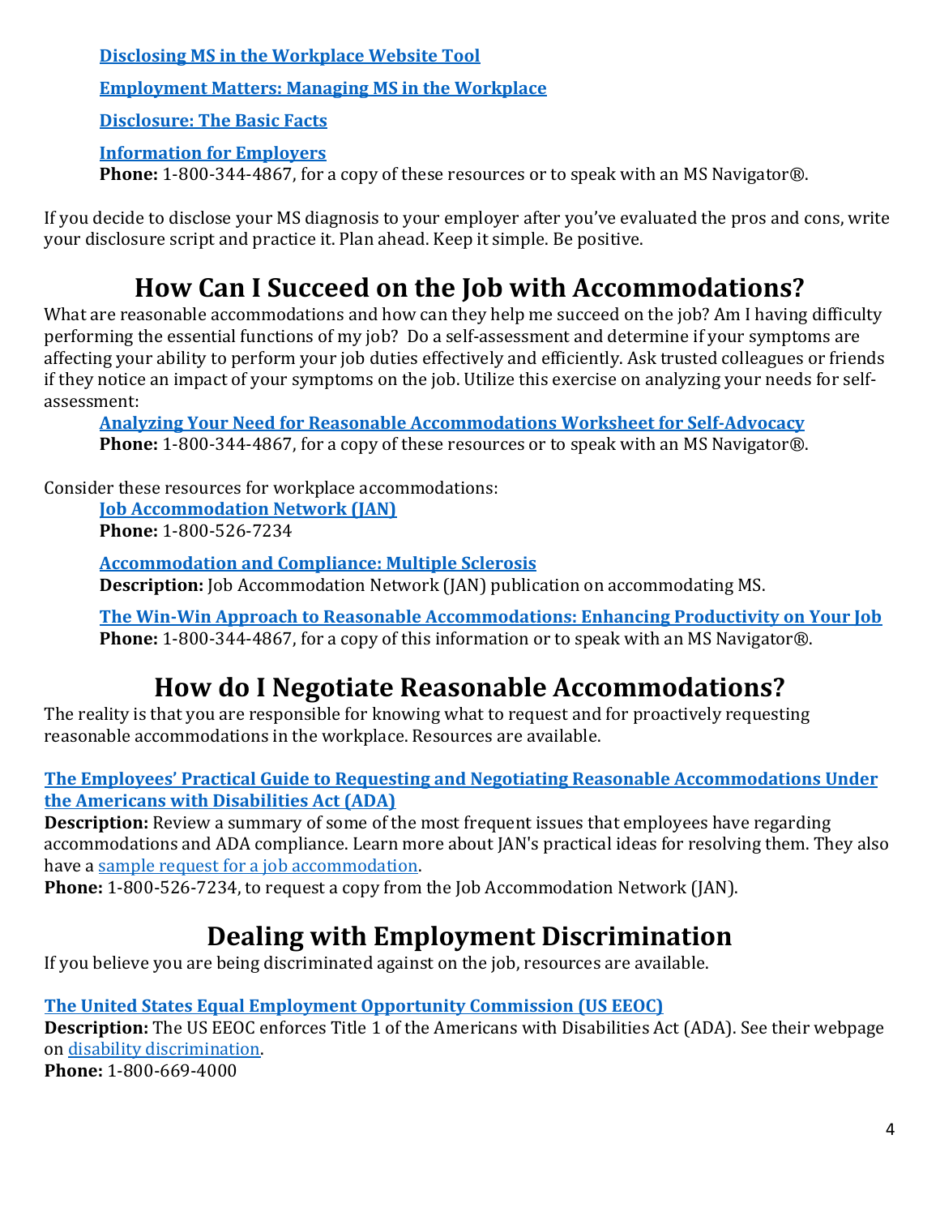**Disclosing MS in the Workplace Website Tool**

**Employment Matters: Managing MS in the Workplace**

**Disclosure: The Basic Facts**

**Information for Employers**
**Phone:** 1-800-344-4867, for a copy of these resources or to speak with an MS Navigator®.

If you decide to disclose your MS diagnosis to your employer after you've evaluated the pros and cons, write your disclosure script and practice it. Plan ahead. Keep it simple. Be positive.

# How Can I Succeed on the Job with Accommodations?

What are reasonable accommodations and how can they help me succeed on the job? Am I having difficulty performing the essential functions of my job? Do a self-assessment and determine if your symptoms are affecting your ability to perform your job duties effectively and efficiently. Ask trusted colleagues or friends if they notice an impact of your symptoms on the job. Utilize this exercise on analyzing your needs for self-assessment:

**Analyzing Your Need for Reasonable Accommodations Worksheet for Self-Advocacy**
**Phone:** 1-800-344-4867, for a copy of these resources or to speak with an MS Navigator®.

Consider these resources for workplace accommodations:

**Job Accommodation Network (JAN)**
**Phone:** 1-800-526-7234

**Accommodation and Compliance: Multiple Sclerosis**
**Description:** Job Accommodation Network (JAN) publication on accommodating MS.

**The Win-Win Approach to Reasonable Accommodations: Enhancing Productivity on Your Job**
**Phone:** 1-800-344-4867, for a copy of this information or to speak with an MS Navigator®.

# How do I Negotiate Reasonable Accommodations?

The reality is that you are responsible for knowing what to request and for proactively requesting reasonable accommodations in the workplace. Resources are available.

**The Employees' Practical Guide to Requesting and Negotiating Reasonable Accommodations Under the Americans with Disabilities Act (ADA)**
**Description:** Review a summary of some of the most frequent issues that employees have regarding accommodations and ADA compliance. Learn more about JAN's practical ideas for resolving them. They also have a sample request for a job accommodation.
**Phone:** 1-800-526-7234, to request a copy from the Job Accommodation Network (JAN).

# Dealing with Employment Discrimination

If you believe you are being discriminated against on the job, resources are available.

**The United States Equal Employment Opportunity Commission (US EEOC)**
**Description:** The US EEOC enforces Title 1 of the Americans with Disabilities Act (ADA). See their webpage on disability discrimination.
**Phone:** 1-800-669-4000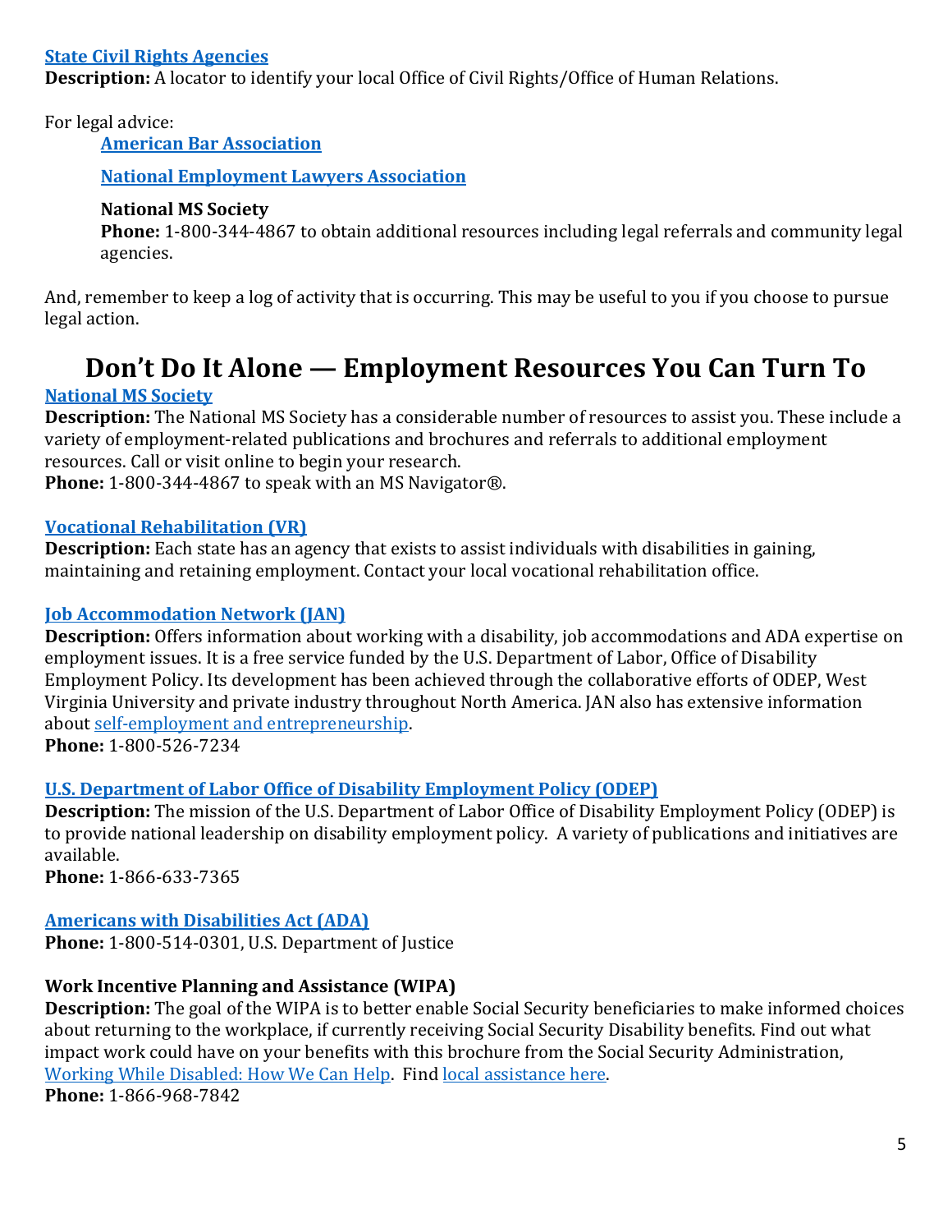**State Civil Rights Agencies**
**Description:** A locator to identify your local Office of Civil Rights/Office of Human Relations.

For legal advice:

> **American Bar Association**
>
> **National Employment Lawyers Association**
>
> **National MS Society**
> **Phone:** 1-800-344-4867 to obtain additional resources including legal referrals and community legal agencies.

And, remember to keep a log of activity that is occurring. This may be useful to you if you choose to pursue legal action.

# Don't Do It Alone — Employment Resources You Can Turn To

**National MS Society**
**Description:** The National MS Society has a considerable number of resources to assist you. These include a variety of employment-related publications and brochures and referrals to additional employment resources. Call or visit online to begin your research.
**Phone:** 1-800-344-4867 to speak with an MS Navigator®.

**Vocational Rehabilitation (VR)**
**Description:** Each state has an agency that exists to assist individuals with disabilities in gaining, maintaining and retaining employment. Contact your local vocational rehabilitation office.

**Job Accommodation Network (JAN)**
**Description:** Offers information about working with a disability, job accommodations and ADA expertise on employment issues. It is a free service funded by the U.S. Department of Labor, Office of Disability Employment Policy. Its development has been achieved through the collaborative efforts of ODEP, West Virginia University and private industry throughout North America. JAN also has extensive information about self-employment and entrepreneurship.
**Phone:** 1-800-526-7234

**U.S. Department of Labor Office of Disability Employment Policy (ODEP)**
**Description:** The mission of the U.S. Department of Labor Office of Disability Employment Policy (ODEP) is to provide national leadership on disability employment policy. A variety of publications and initiatives are available.
**Phone:** 1-866-633-7365

**Americans with Disabilities Act (ADA)**
**Phone:** 1-800-514-0301, U.S. Department of Justice

**Work Incentive Planning and Assistance (WIPA)**
**Description:** The goal of the WIPA is to better enable Social Security beneficiaries to make informed choices about returning to the workplace, if currently receiving Social Security Disability benefits. Find out what impact work could have on your benefits with this brochure from the Social Security Administration, Working While Disabled: How We Can Help. Find local assistance here.
**Phone:** 1-866-968-7842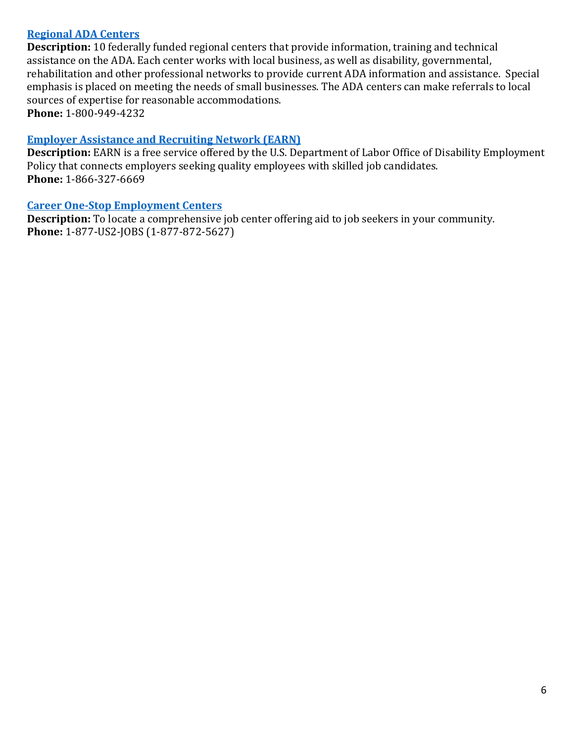### Regional ADA Centers

**Description:** 10 federally funded regional centers that provide information, training and technical assistance on the ADA. Each center works with local business, as well as disability, governmental, rehabilitation and other professional networks to provide current ADA information and assistance. Special emphasis is placed on meeting the needs of small businesses. The ADA centers can make referrals to local sources of expertise for reasonable accommodations.
**Phone:** 1-800-949-4232

### Employer Assistance and Recruiting Network (EARN)

**Description:** EARN is a free service offered by the U.S. Department of Labor Office of Disability Employment Policy that connects employers seeking quality employees with skilled job candidates.
**Phone:** 1-866-327-6669

### Career One-Stop Employment Centers

**Description:** To locate a comprehensive job center offering aid to job seekers in your community.
**Phone:** 1-877-US2-JOBS (1-877-872-5627)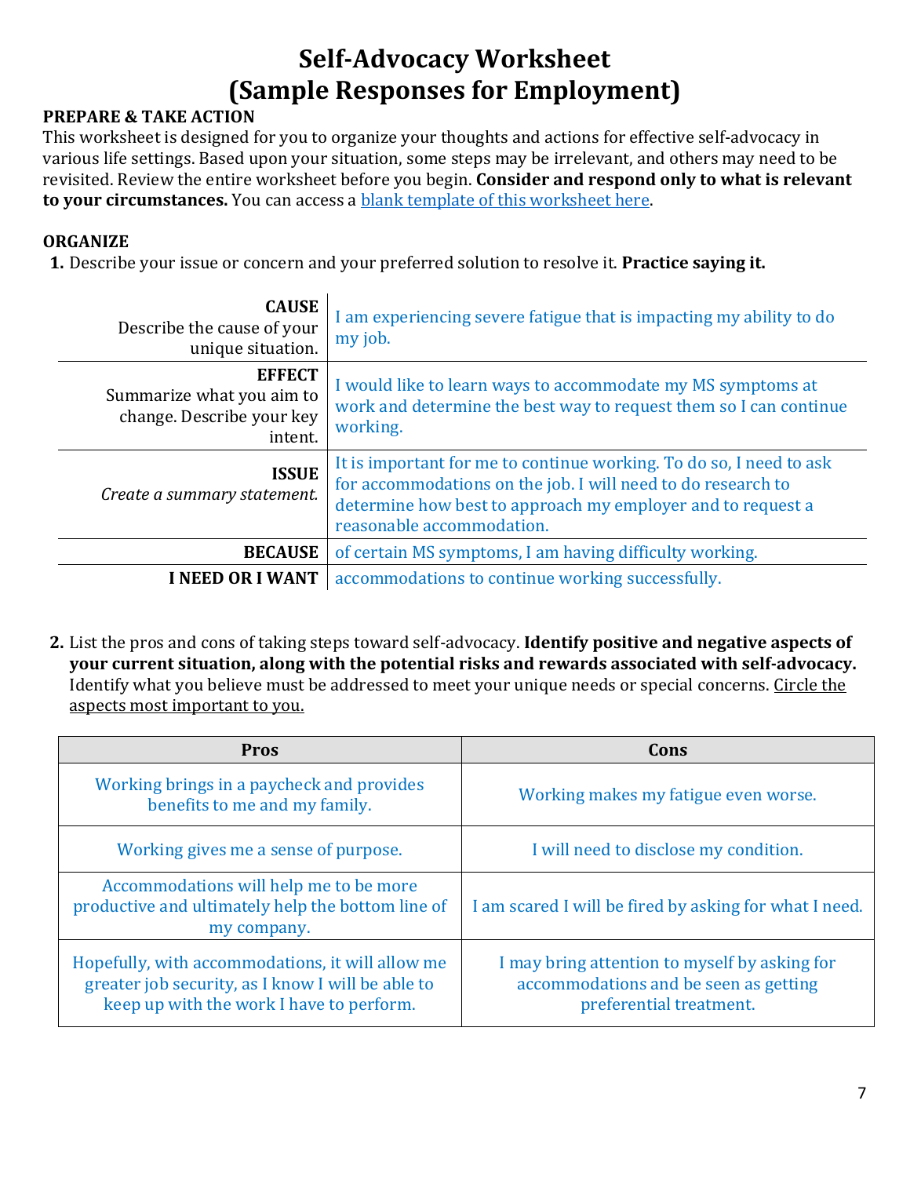# Self-Advocacy Worksheet
# (Sample Responses for Employment)

**PREPARE & TAKE ACTION**

This worksheet is designed for you to organize your thoughts and actions for effective self-advocacy in various life settings. Based upon your situation, some steps may be irrelevant, and others may need to be revisited. Review the entire worksheet before you begin. **Consider and respond only to what is relevant to your circumstances.** You can access a blank template of this worksheet here.

**ORGANIZE**

1. Describe your issue or concern and your preferred solution to resolve it. **Practice saying it.**

| | |
|---|---|
| **CAUSE** Describe the cause of your unique situation. | I am experiencing severe fatigue that is impacting my ability to do my job. |
| **EFFECT** Summarize what you aim to change. Describe your key intent. | I would like to learn ways to accommodate my MS symptoms at work and determine the best way to request them so I can continue working. |
| **ISSUE** *Create a summary statement.* | It is important for me to continue working. To do so, I need to ask for accommodations on the job. I will need to do research to determine how best to approach my employer and to request a reasonable accommodation. |
| **BECAUSE** | of certain MS symptoms, I am having difficulty working. |
| **I NEED OR I WANT** | accommodations to continue working successfully. |

2. List the pros and cons of taking steps toward self-advocacy. **Identify positive and negative aspects of your current situation, along with the potential risks and rewards associated with self-advocacy.** Identify what you believe must be addressed to meet your unique needs or special concerns. Circle the aspects most important to you.

| Pros | Cons |
|---|---|
| Working brings in a paycheck and provides benefits to me and my family. | Working makes my fatigue even worse. |
| Working gives me a sense of purpose. | I will need to disclose my condition. |
| Accommodations will help me to be more productive and ultimately help the bottom line of my company. | I am scared I will be fired by asking for what I need. |
| Hopefully, with accommodations, it will allow me greater job security, as I know I will be able to keep up with the work I have to perform. | I may bring attention to myself by asking for accommodations and be seen as getting preferential treatment. |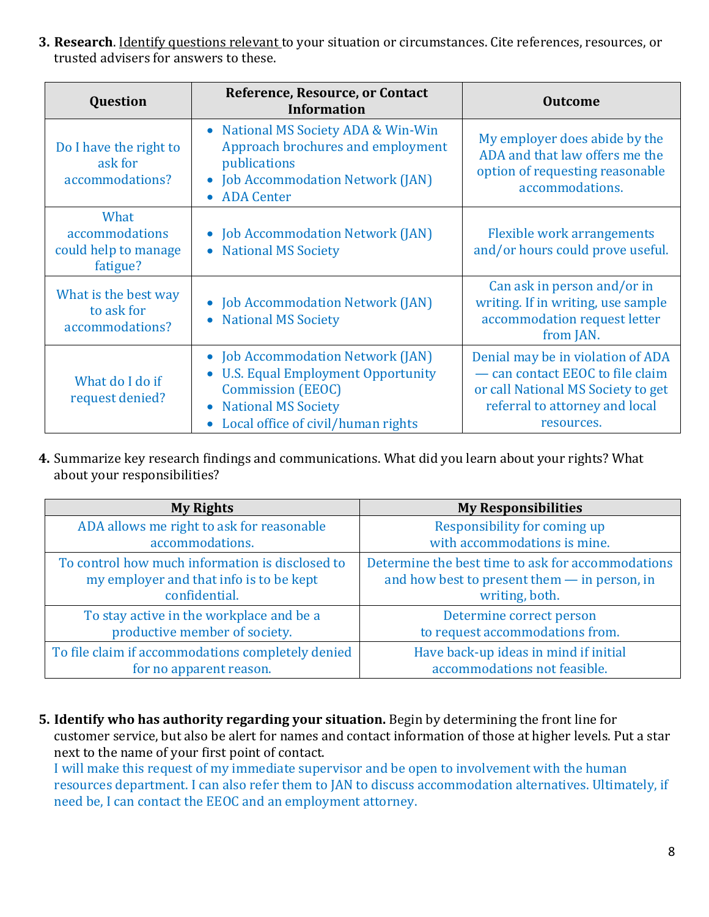3. **Research**. Identify questions relevant to your situation or circumstances. Cite references, resources, or trusted advisers for answers to these.

| Question | Reference, Resource, or Contact Information | Outcome |
|---|---|---|
| Do I have the right to ask for accommodations? | • National MS Society ADA & Win-Win Approach brochures and employment publications<br>• Job Accommodation Network (JAN)<br>• ADA Center | My employer does abide by the ADA and that law offers me the option of requesting reasonable accommodations. |
| What accommodations could help to manage fatigue? | • Job Accommodation Network (JAN)<br>• National MS Society | Flexible work arrangements and/or hours could prove useful. |
| What is the best way to ask for accommodations? | • Job Accommodation Network (JAN)<br>• National MS Society | Can ask in person and/or in writing. If in writing, use sample accommodation request letter from JAN. |
| What do I do if request denied? | • Job Accommodation Network (JAN)<br>• U.S. Equal Employment Opportunity Commission (EEOC)<br>• National MS Society<br>• Local office of civil/human rights | Denial may be in violation of ADA — can contact EEOC to file claim or call National MS Society to get referral to attorney and local resources. |

4. Summarize key research findings and communications. What did you learn about your rights? What about your responsibilities?

| My Rights | My Responsibilities |
|---|---|
| ADA allows me right to ask for reasonable accommodations. | Responsibility for coming up with accommodations is mine. |
| To control how much information is disclosed to my employer and that info is to be kept confidential. | Determine the best time to ask for accommodations and how best to present them — in person, in writing, both. |
| To stay active in the workplace and be a productive member of society. | Determine correct person to request accommodations from. |
| To file claim if accommodations completely denied for no apparent reason. | Have back-up ideas in mind if initial accommodations not feasible. |

5. **Identify who has authority regarding your situation.** Begin by determining the front line for customer service, but also be alert for names and contact information of those at higher levels. Put a star next to the name of your first point of contact.
I will make this request of my immediate supervisor and be open to involvement with the human resources department. I can also refer them to JAN to discuss accommodation alternatives. Ultimately, if need be, I can contact the EEOC and an employment attorney.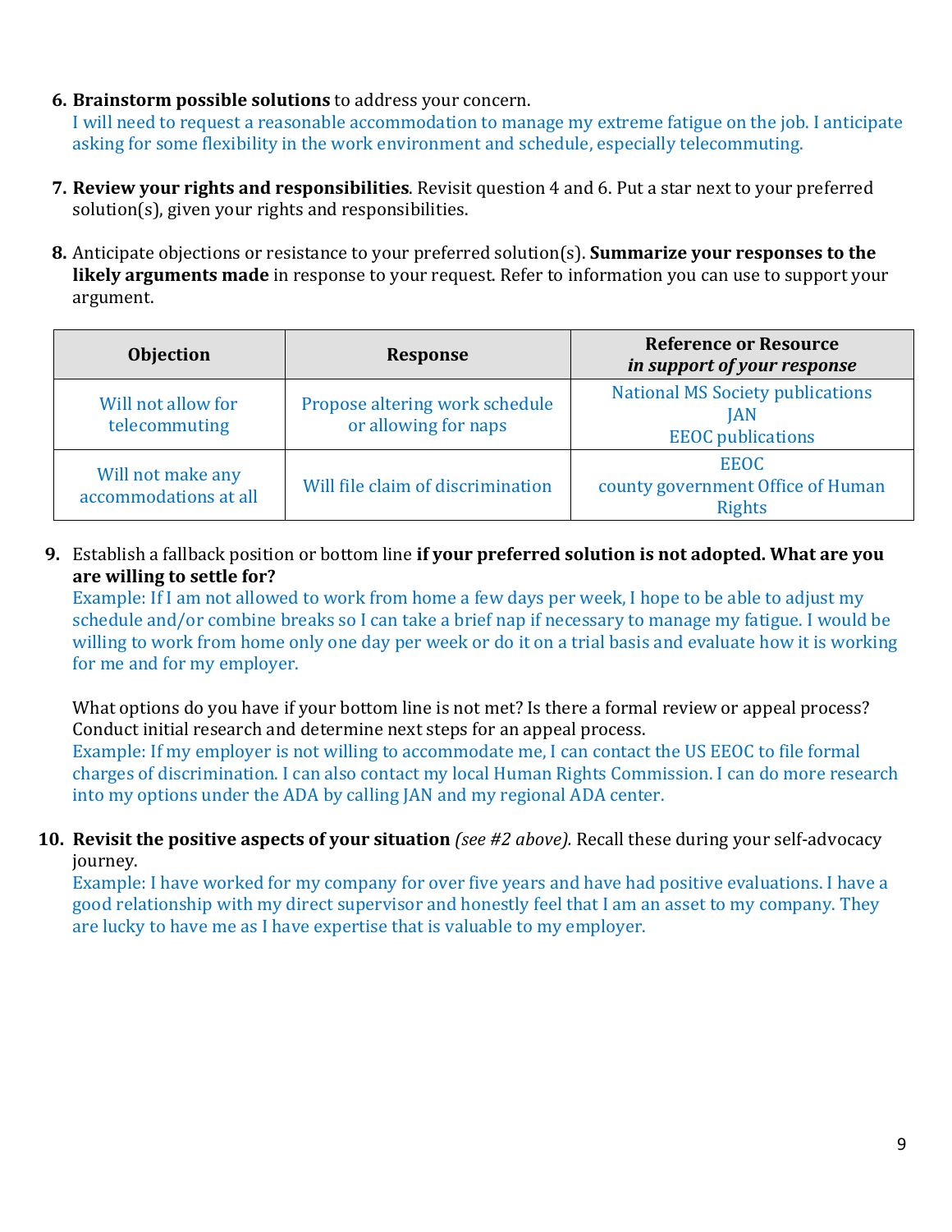6. **Brainstorm possible solutions** to address your concern.
   I will need to request a reasonable accommodation to manage my extreme fatigue on the job. I anticipate asking for some flexibility in the work environment and schedule, especially telecommuting.

7. **Review your rights and responsibilities**. Revisit question 4 and 6. Put a star next to your preferred solution(s), given your rights and responsibilities.

8. Anticipate objections or resistance to your preferred solution(s). **Summarize your responses to the likely arguments made** in response to your request. Refer to information you can use to support your argument.

| Objection | Response | Reference or Resource *in support of your response* |
|---|---|---|
| Will not allow for telecommuting | Propose altering work schedule or allowing for naps | National MS Society publications<br>JAN<br>EEOC publications |
| Will not make any accommodations at all | Will file claim of discrimination | EEOC<br>county government Office of Human Rights |

9. Establish a fallback position or bottom line **if your preferred solution is not adopted. What are you are willing to settle for?**
   Example: If I am not allowed to work from home a few days per week, I hope to be able to adjust my schedule and/or combine breaks so I can take a brief nap if necessary to manage my fatigue. I would be willing to work from home only one day per week or do it on a trial basis and evaluate how it is working for me and for my employer.

   What options do you have if your bottom line is not met? Is there a formal review or appeal process? Conduct initial research and determine next steps for an appeal process.
   Example: If my employer is not willing to accommodate me, I can contact the US EEOC to file formal charges of discrimination. I can also contact my local Human Rights Commission. I can do more research into my options under the ADA by calling JAN and my regional ADA center.

10. **Revisit the positive aspects of your situation** *(see #2 above).* Recall these during your self-advocacy journey.
    Example: I have worked for my company for over five years and have had positive evaluations. I have a good relationship with my direct supervisor and honestly feel that I am an asset to my company. They are lucky to have me as I have expertise that is valuable to my employer.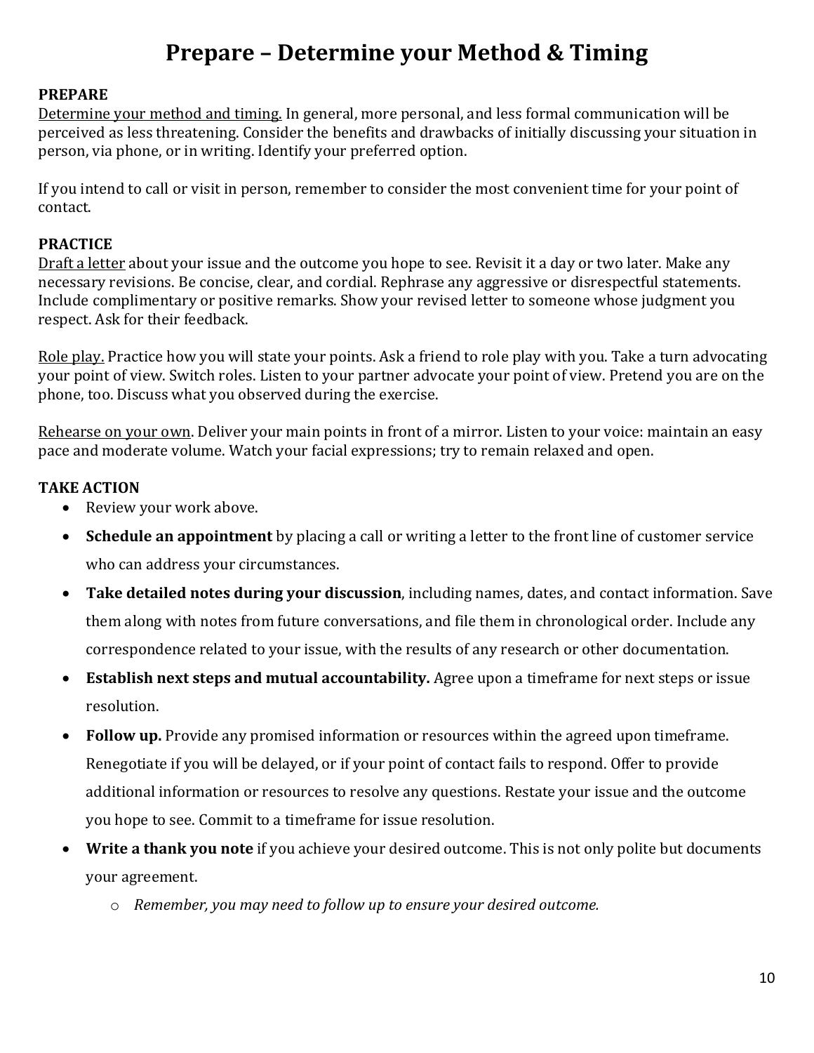# Prepare – Determine your Method & Timing

**PREPARE**

Determine your method and timing. In general, more personal, and less formal communication will be perceived as less threatening. Consider the benefits and drawbacks of initially discussing your situation in person, via phone, or in writing. Identify your preferred option.

If you intend to call or visit in person, remember to consider the most convenient time for your point of contact.

**PRACTICE**

Draft a letter about your issue and the outcome you hope to see. Revisit it a day or two later. Make any necessary revisions. Be concise, clear, and cordial. Rephrase any aggressive or disrespectful statements. Include complimentary or positive remarks. Show your revised letter to someone whose judgment you respect. Ask for their feedback.

Role play. Practice how you will state your points. Ask a friend to role play with you. Take a turn advocating your point of view. Switch roles. Listen to your partner advocate your point of view. Pretend you are on the phone, too. Discuss what you observed during the exercise.

Rehearse on your own. Deliver your main points in front of a mirror. Listen to your voice: maintain an easy pace and moderate volume. Watch your facial expressions; try to remain relaxed and open.

**TAKE ACTION**

- Review your work above.
- **Schedule an appointment** by placing a call or writing a letter to the front line of customer service who can address your circumstances.
- **Take detailed notes during your discussion**, including names, dates, and contact information. Save them along with notes from future conversations, and file them in chronological order. Include any correspondence related to your issue, with the results of any research or other documentation.
- **Establish next steps and mutual accountability.** Agree upon a timeframe for next steps or issue resolution.
- **Follow up.** Provide any promised information or resources within the agreed upon timeframe. Renegotiate if you will be delayed, or if your point of contact fails to respond. Offer to provide additional information or resources to resolve any questions. Restate your issue and the outcome you hope to see. Commit to a timeframe for issue resolution.
- **Write a thank you note** if you achieve your desired outcome. This is not only polite but documents your agreement.
  - *Remember, you may need to follow up to ensure your desired outcome.*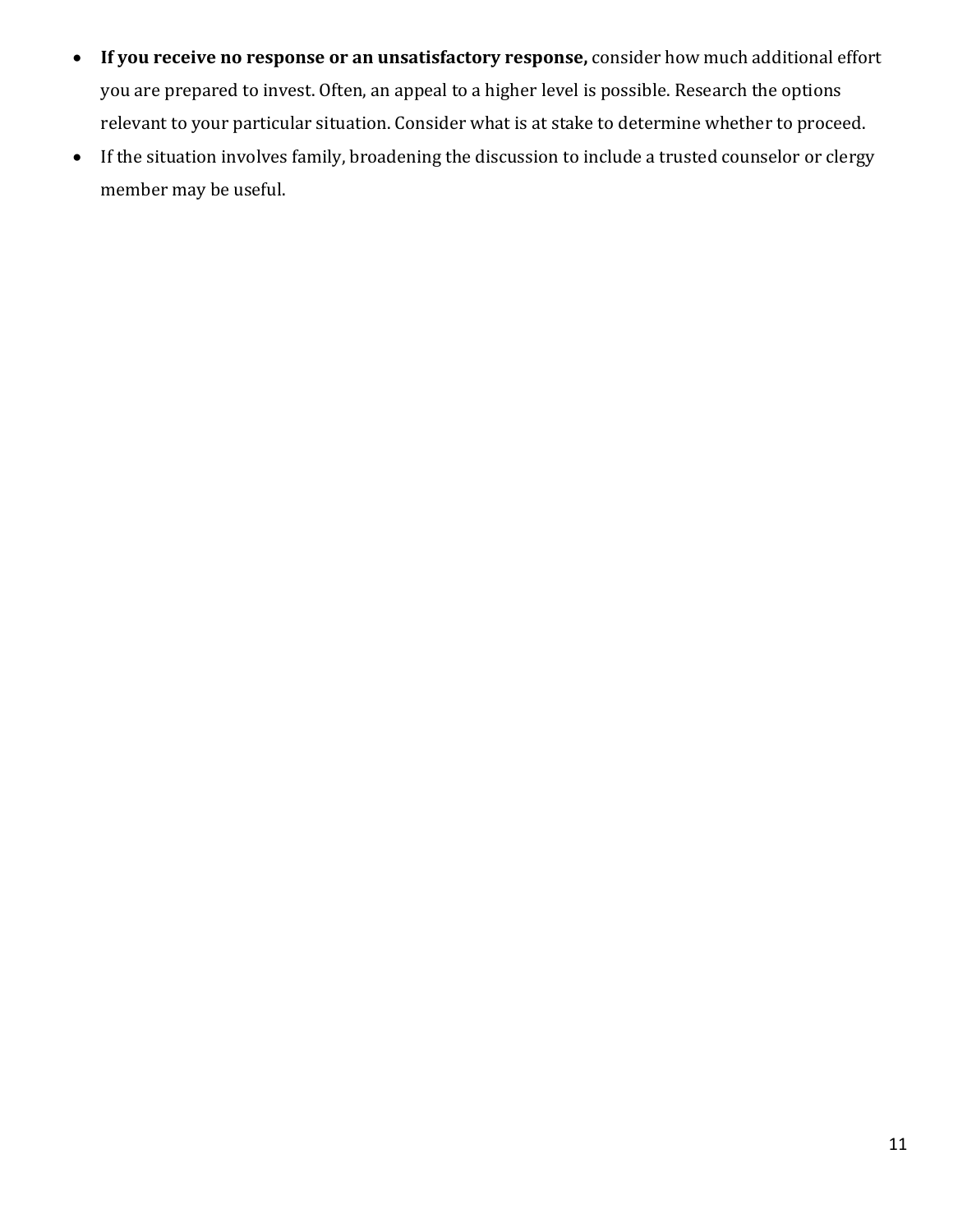- **If you receive no response or an unsatisfactory response,** consider how much additional effort you are prepared to invest. Often, an appeal to a higher level is possible. Research the options relevant to your particular situation. Consider what is at stake to determine whether to proceed.
- If the situation involves family, broadening the discussion to include a trusted counselor or clergy member may be useful.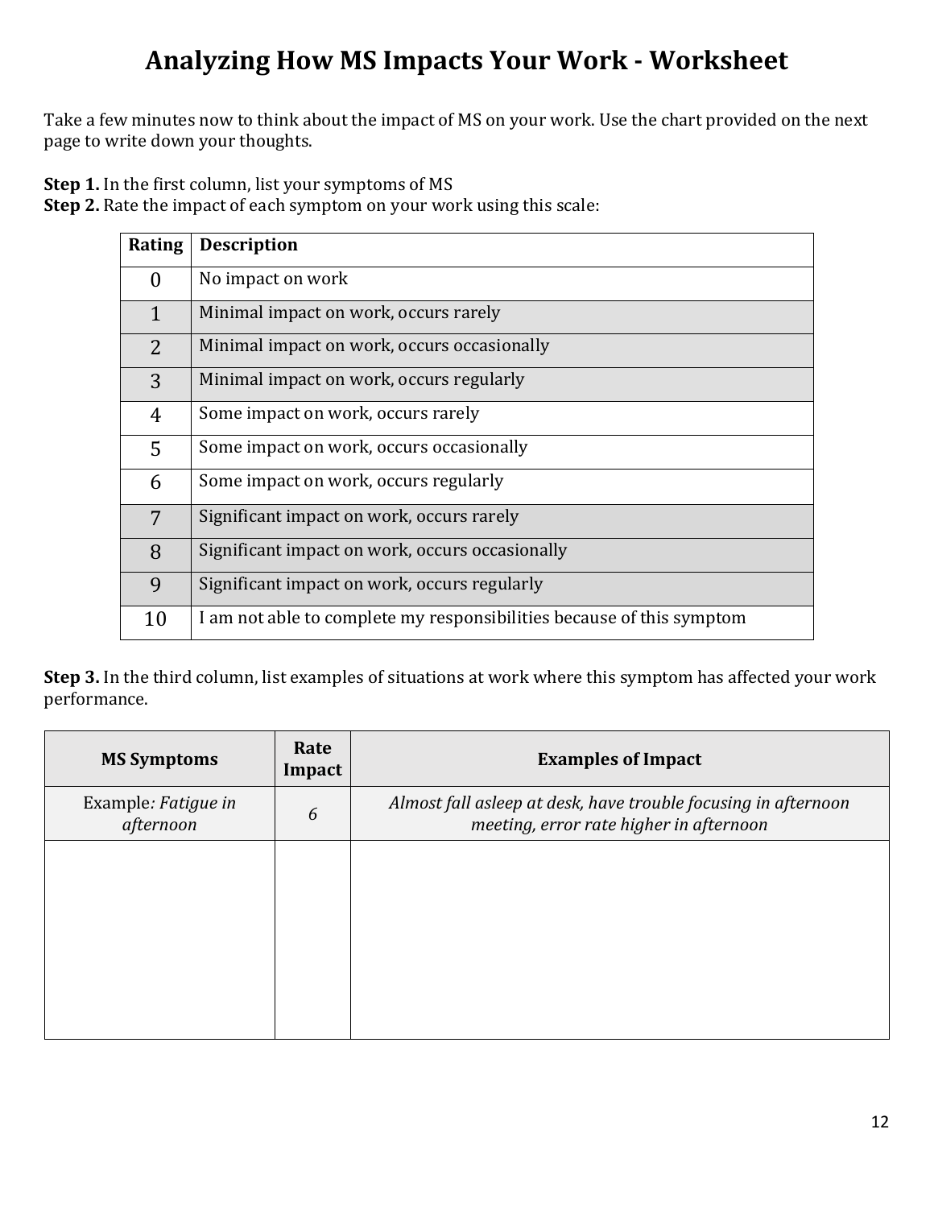# Analyzing How MS Impacts Your Work - Worksheet

Take a few minutes now to think about the impact of MS on your work. Use the chart provided on the next page to write down your thoughts.

**Step 1.** In the first column, list your symptoms of MS
**Step 2.** Rate the impact of each symptom on your work using this scale:

| Rating | Description |
|---|---|
| 0 | No impact on work |
| 1 | Minimal impact on work, occurs rarely |
| 2 | Minimal impact on work, occurs occasionally |
| 3 | Minimal impact on work, occurs regularly |
| 4 | Some impact on work, occurs rarely |
| 5 | Some impact on work, occurs occasionally |
| 6 | Some impact on work, occurs regularly |
| 7 | Significant impact on work, occurs rarely |
| 8 | Significant impact on work, occurs occasionally |
| 9 | Significant impact on work, occurs regularly |
| 10 | I am not able to complete my responsibilities because of this symptom |

**Step 3.** In the third column, list examples of situations at work where this symptom has affected your work performance.

| MS Symptoms | Rate Impact | Examples of Impact |
|---|---|---|
| Example: *Fatigue in afternoon* | *6* | *Almost fall asleep at desk, have trouble focusing in afternoon meeting, error rate higher in afternoon* |
| | | |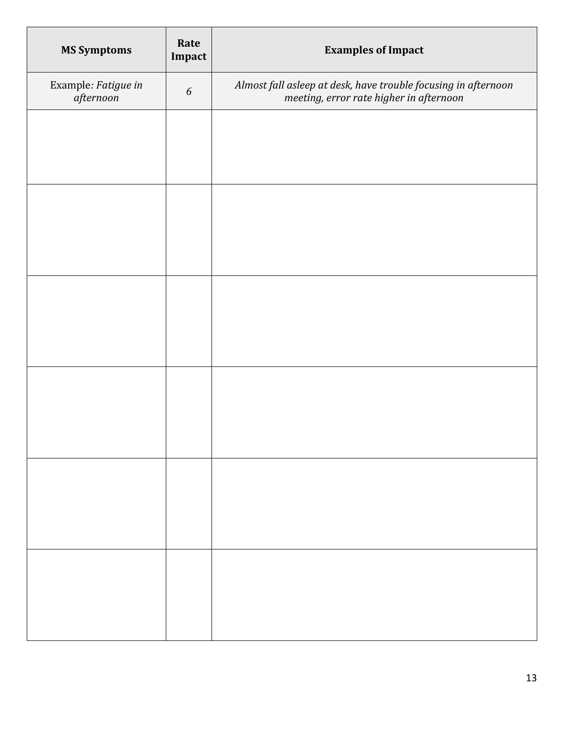| MS Symptoms | Rate Impact | Examples of Impact |
|---|---|---|
| Example*: Fatigue in afternoon* | *6* | *Almost fall asleep at desk, have trouble focusing in afternoon meeting, error rate higher in afternoon* |
| | | |
| | | |
| | | |
| | | |
| | | |
| | | |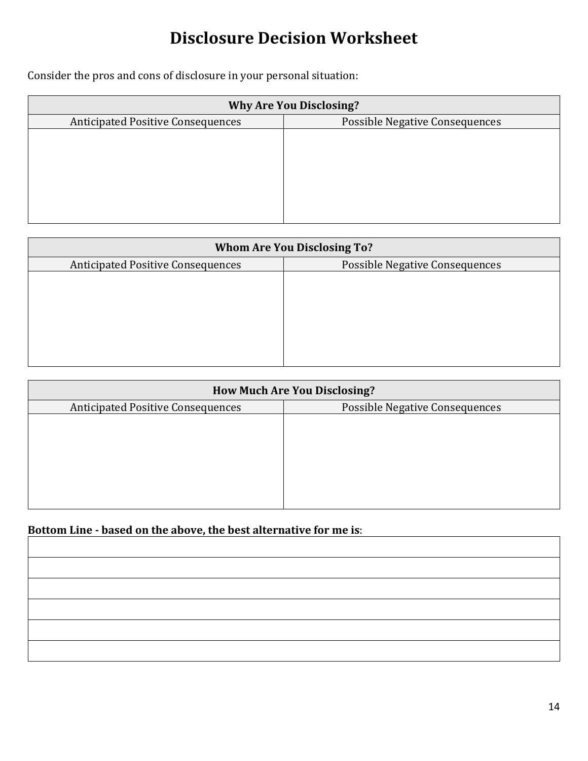# Disclosure Decision Worksheet

Consider the pros and cons of disclosure in your personal situation:

| Why Are You Disclosing? | |
|---|---|
| Anticipated Positive Consequences | Possible Negative Consequences |
| | |

| Whom Are You Disclosing To? | |
|---|---|
| Anticipated Positive Consequences | Possible Negative Consequences |
| | |

| How Much Are You Disclosing? | |
|---|---|
| Anticipated Positive Consequences | Possible Negative Consequences |
| | |

**Bottom Line - based on the above, the best alternative for me is**:

| |
|---|
| |
| |
| |
| |
| |
| |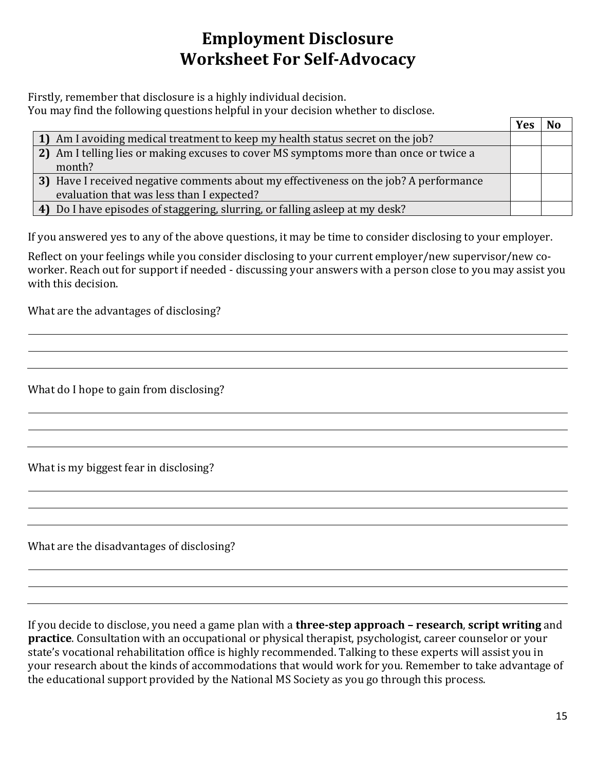# Employment Disclosure
# Worksheet For Self-Advocacy

Firstly, remember that disclosure is a highly individual decision.
You may find the following questions helpful in your decision whether to disclose.

| | Yes | No |
|---|---|---|
| **1)** Am I avoiding medical treatment to keep my health status secret on the job? | | |
| **2)** Am I telling lies or making excuses to cover MS symptoms more than once or twice a month? | | |
| **3)** Have I received negative comments about my effectiveness on the job? A performance evaluation that was less than I expected? | | |
| **4)** Do I have episodes of staggering, slurring, or falling asleep at my desk? | | |

If you answered yes to any of the above questions, it may be time to consider disclosing to your employer.

Reflect on your feelings while you consider disclosing to your current employer/new supervisor/new co-worker. Reach out for support if needed - discussing your answers with a person close to you may assist you with this decision.

What are the advantages of disclosing?

______________________________________________________________________

______________________________________________________________________

______________________________________________________________________

What do I hope to gain from disclosing?

______________________________________________________________________

______________________________________________________________________

______________________________________________________________________

What is my biggest fear in disclosing?

______________________________________________________________________

______________________________________________________________________

______________________________________________________________________

What are the disadvantages of disclosing?

______________________________________________________________________

______________________________________________________________________

______________________________________________________________________

If you decide to disclose, you need a game plan with a **three-step approach – research**, **script writing** and **practice**. Consultation with an occupational or physical therapist, psychologist, career counselor or your state's vocational rehabilitation office is highly recommended. Talking to these experts will assist you in your research about the kinds of accommodations that would work for you. Remember to take advantage of the educational support provided by the National MS Society as you go through this process.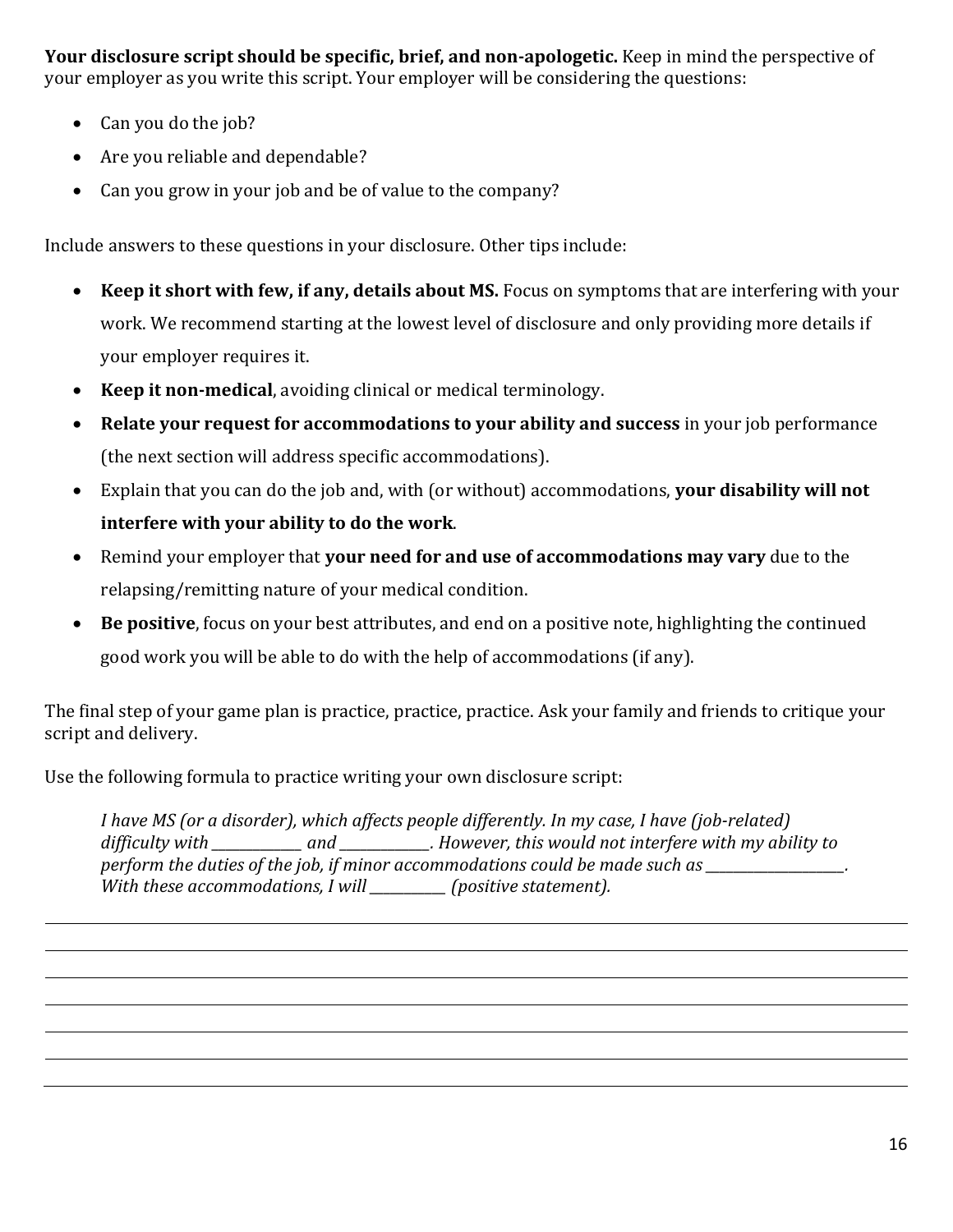**Your disclosure script should be specific, brief, and non-apologetic.** Keep in mind the perspective of your employer as you write this script. Your employer will be considering the questions:

- Can you do the job?
- Are you reliable and dependable?
- Can you grow in your job and be of value to the company?

Include answers to these questions in your disclosure. Other tips include:

- **Keep it short with few, if any, details about MS.** Focus on symptoms that are interfering with your work. We recommend starting at the lowest level of disclosure and only providing more details if your employer requires it.
- **Keep it non-medical**, avoiding clinical or medical terminology.
- **Relate your request for accommodations to your ability and success** in your job performance (the next section will address specific accommodations).
- Explain that you can do the job and, with (or without) accommodations, **your disability will not interfere with your ability to do the work**.
- Remind your employer that **your need for and use of accommodations may vary** due to the relapsing/remitting nature of your medical condition.
- **Be positive**, focus on your best attributes, and end on a positive note, highlighting the continued good work you will be able to do with the help of accommodations (if any).

The final step of your game plan is practice, practice, practice. Ask your family and friends to critique your script and delivery.

Use the following formula to practice writing your own disclosure script:

> *I have MS (or a disorder), which affects people differently. In my case, I have (job-related) difficulty with _____________ and _____________. However, this would not interfere with my ability to perform the duties of the job, if minor accommodations could be made such as ____________________. With these accommodations, I will ___________ (positive statement).*

___________________________________________________________________________

___________________________________________________________________________

___________________________________________________________________________

___________________________________________________________________________

___________________________________________________________________________

___________________________________________________________________________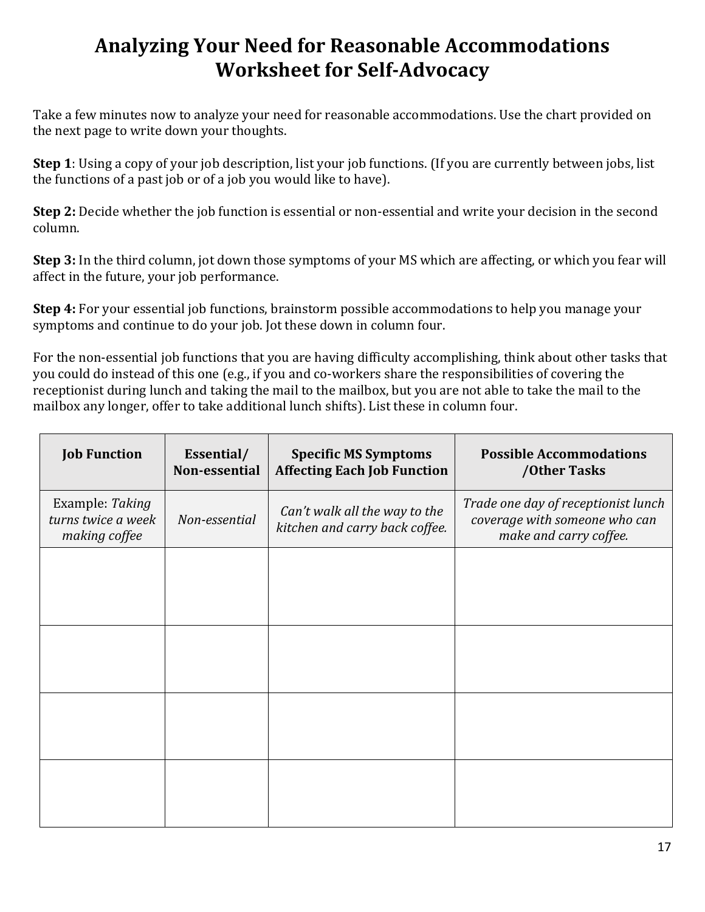# Analyzing Your Need for Reasonable Accommodations Worksheet for Self-Advocacy

Take a few minutes now to analyze your need for reasonable accommodations. Use the chart provided on the next page to write down your thoughts.

**Step 1**: Using a copy of your job description, list your job functions. (If you are currently between jobs, list the functions of a past job or of a job you would like to have).

**Step 2:** Decide whether the job function is essential or non-essential and write your decision in the second column.

**Step 3:** In the third column, jot down those symptoms of your MS which are affecting, or which you fear will affect in the future, your job performance.

**Step 4:** For your essential job functions, brainstorm possible accommodations to help you manage your symptoms and continue to do your job. Jot these down in column four.

For the non-essential job functions that you are having difficulty accomplishing, think about other tasks that you could do instead of this one (e.g., if you and co-workers share the responsibilities of covering the receptionist during lunch and taking the mail to the mailbox, but you are not able to take the mail to the mailbox any longer, offer to take additional lunch shifts). List these in column four.

| Job Function | Essential/ Non-essential | Specific MS Symptoms Affecting Each Job Function | Possible Accommodations /Other Tasks |
|---|---|---|---|
| Example: *Taking turns twice a week making coffee* | *Non-essential* | *Can't walk all the way to the kitchen and carry back coffee.* | *Trade one day of receptionist lunch coverage with someone who can make and carry coffee.* |
| | | | |
| | | | |
| | | | |
| | | | |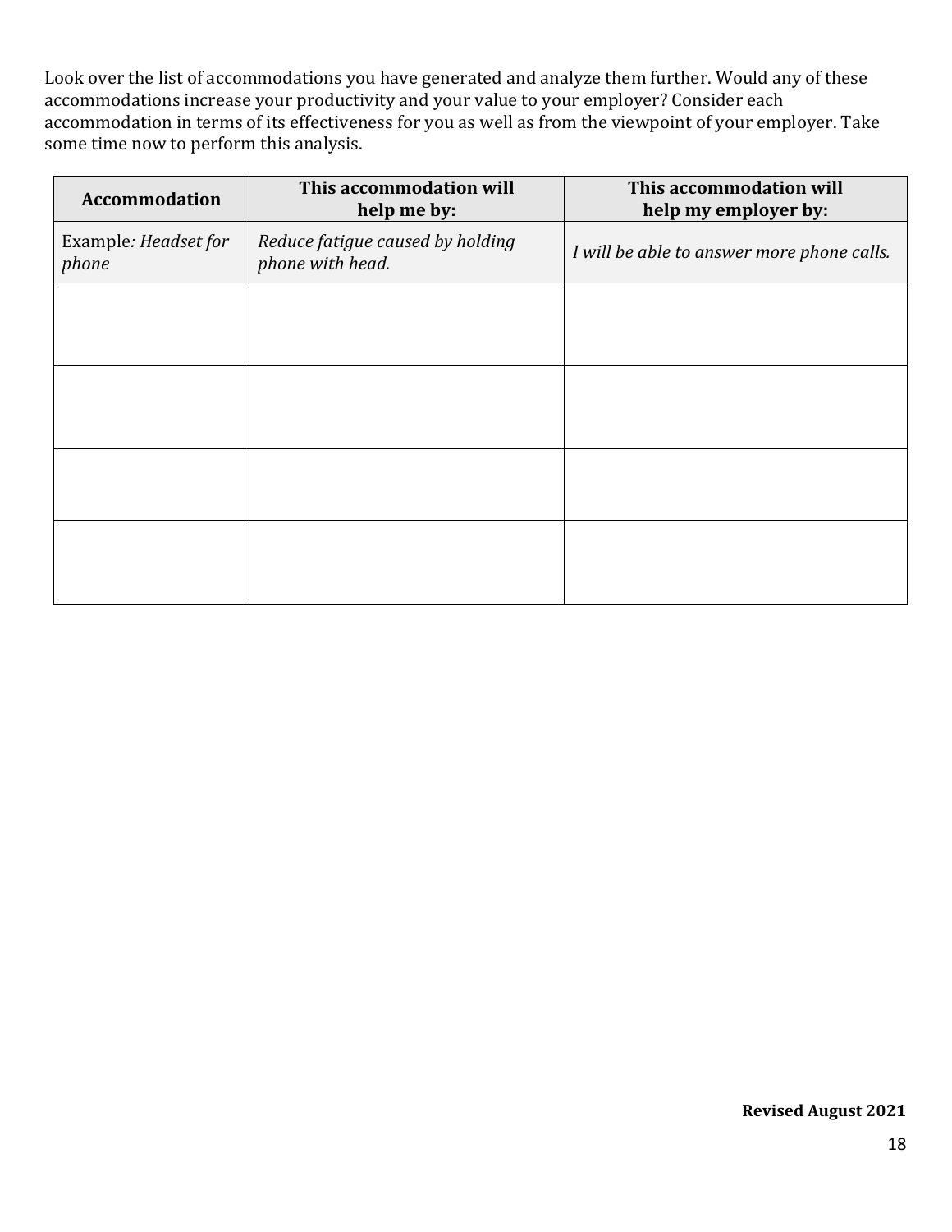Look over the list of accommodations you have generated and analyze them further. Would any of these accommodations increase your productivity and your value to your employer? Consider each accommodation in terms of its effectiveness for you as well as from the viewpoint of your employer. Take some time now to perform this analysis.

| Accommodation | This accommodation will help me by: | This accommodation will help my employer by: |
|---|---|---|
| Example*: Headset for phone* | *Reduce fatigue caused by holding phone with head.* | *I will be able to answer more phone calls.* |
| | | |
| | | |
| | | |
| | | |

**Revised August 2021**